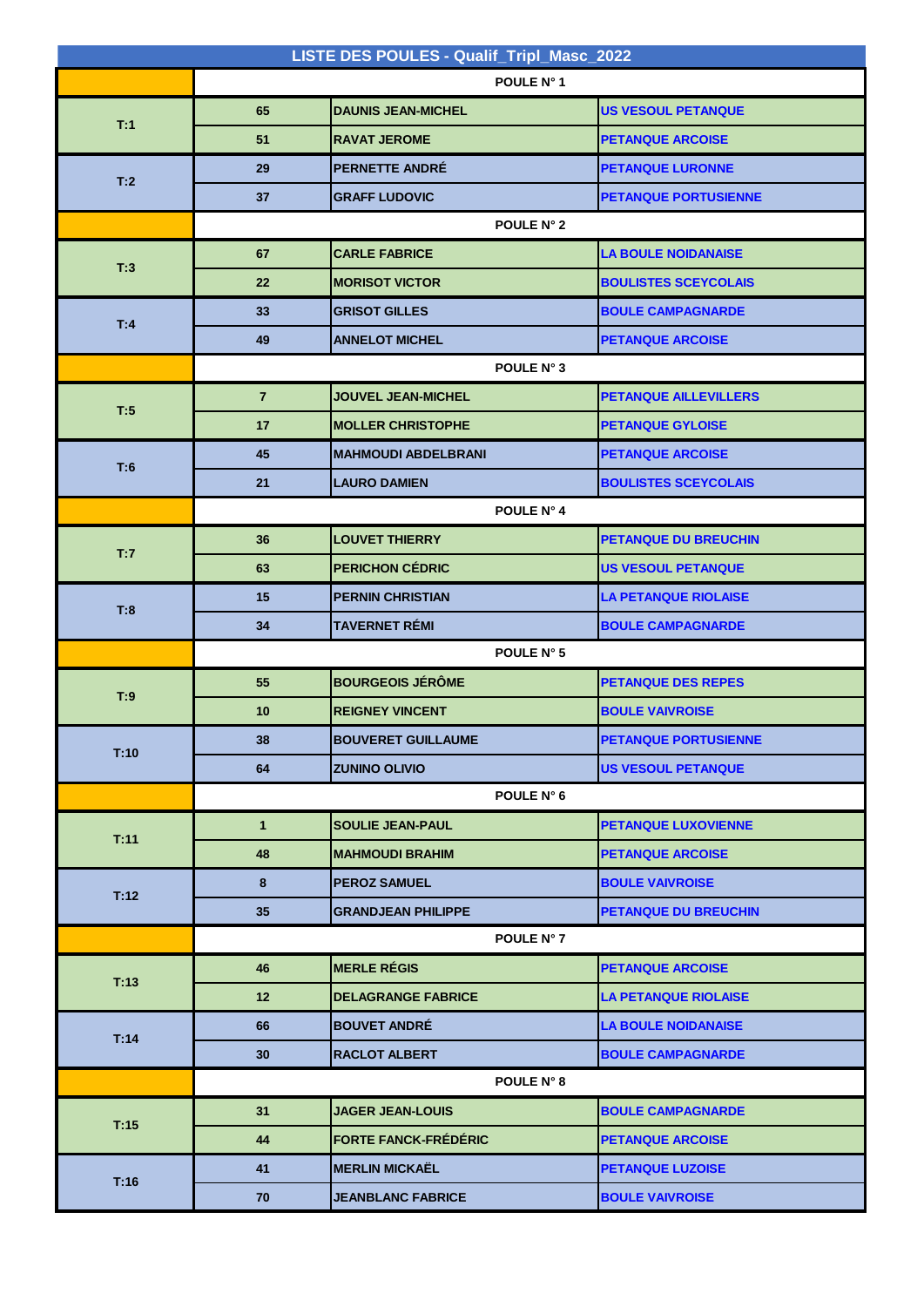| LISTE DES POULES - Qualif_Tripl_Masc_2022 | | | |
|---|---|---|---|
| | POULE N° 1 | | |
| T:1 | 65 | DAUNIS JEAN-MICHEL | US VESOUL PETANQUE |
| | 51 | RAVAT JEROME | PETANQUE ARCOISE |
| T:2 | 29 | PERNETTE ANDRÉ | PETANQUE LURONNE |
| | 37 | GRAFF LUDOVIC | PETANQUE PORTUSIENNE |
| | POULE N° 2 | | |
| T:3 | 67 | CARLE FABRICE | LA BOULE NOIDANAISE |
| | 22 | MORISOT VICTOR | BOULISTES SCEYCOLAIS |
| T:4 | 33 | GRISOT GILLES | BOULE CAMPAGNARDE |
| | 49 | ANNELOT MICHEL | PETANQUE ARCOISE |
| | POULE N° 3 | | |
| T:5 | 7 | JOUVEL JEAN-MICHEL | PETANQUE AILLEVILLERS |
| | 17 | MOLLER CHRISTOPHE | PETANQUE GYLOISE |
| T:6 | 45 | MAHMOUDI ABDELBRANI | PETANQUE ARCOISE |
| | 21 | LAURO DAMIEN | BOULISTES SCEYCOLAIS |
| | POULE N° 4 | | |
| T:7 | 36 | LOUVET THIERRY | PETANQUE DU BREUCHIN |
| | 63 | PERICHON CÉDRIC | US VESOUL PETANQUE |
| T:8 | 15 | PERNIN CHRISTIAN | LA PETANQUE RIOLAISE |
| | 34 | TAVERNET RÉMI | BOULE CAMPAGNARDE |
| | POULE N° 5 | | |
| T:9 | 55 | BOURGEOIS JÉRÔME | PETANQUE DES REPES |
| | 10 | REIGNEY VINCENT | BOULE VAIVROISE |
| T:10 | 38 | BOUVERET GUILLAUME | PETANQUE PORTUSIENNE |
| | 64 | ZUNINO OLIVIO | US VESOUL PETANQUE |
| | POULE N° 6 | | |
| T:11 | 1 | SOULIE JEAN-PAUL | PETANQUE LUXOVIENNE |
| | 48 | MAHMOUDI BRAHIM | PETANQUE ARCOISE |
| T:12 | 8 | PEROZ SAMUEL | BOULE VAIVROISE |
| | 35 | GRANDJEAN PHILIPPE | PETANQUE DU BREUCHIN |
| | POULE N° 7 | | |
| T:13 | 46 | MERLE RÉGIS | PETANQUE ARCOISE |
| | 12 | DELAGRANGE FABRICE | LA PETANQUE RIOLAISE |
| T:14 | 66 | BOUVET ANDRÉ | LA BOULE NOIDANAISE |
| | 30 | RACLOT ALBERT | BOULE CAMPAGNARDE |
| | POULE N° 8 | | |
| T:15 | 31 | JAGER JEAN-LOUIS | BOULE CAMPAGNARDE |
| | 44 | FORTE FANCK-FRÉDÉRIC | PETANQUE ARCOISE |
| T:16 | 41 | MERLIN MICKAËL | PETANQUE LUZOISE |
| | 70 | JEANBLANC FABRICE | BOULE VAIVROISE |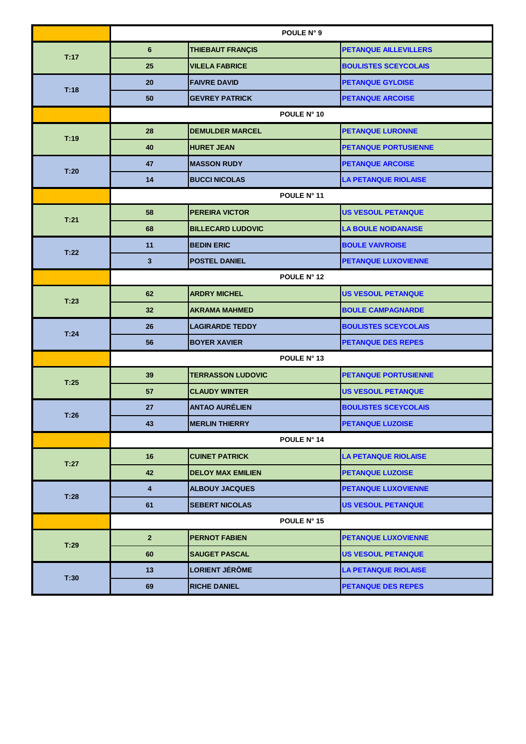| | | | |
|---|---|---|---|
| | POULE N° 9 | | |
| T:17 | 6 | THIEBAUT FRANÇIS | PETANQUE AILLEVILLERS |
| | 25 | VILELA FABRICE | BOULISTES SCEYCOLAIS |
| T:18 | 20 | FAIVRE DAVID | PETANQUE GYLOISE |
| | 50 | GEVREY PATRICK | PETANQUE ARCOISE |
| | POULE N° 10 | | |
| T:19 | 28 | DEMULDER MARCEL | PETANQUE LURONNE |
| | 40 | HURET JEAN | PETANQUE PORTUSIENNE |
| T:20 | 47 | MASSON RUDY | PETANQUE ARCOISE |
| | 14 | BUCCI NICOLAS | LA PETANQUE RIOLAISE |
| | POULE N° 11 | | |
| T:21 | 58 | PEREIRA VICTOR | US VESOUL PETANQUE |
| | 68 | BILLECARD LUDOVIC | LA BOULE NOIDANAISE |
| T:22 | 11 | BEDIN ERIC | BOULE VAIVROISE |
| | 3 | POSTEL DANIEL | PETANQUE LUXOVIENNE |
| | POULE N° 12 | | |
| T:23 | 62 | ARDRY MICHEL | US VESOUL PETANQUE |
| | 32 | AKRAMA MAHMED | BOULE CAMPAGNARDE |
| T:24 | 26 | LAGIRARDE TEDDY | BOULISTES SCEYCOLAIS |
| | 56 | BOYER XAVIER | PETANQUE DES REPES |
| | POULE N° 13 | | |
| T:25 | 39 | TERRASSON LUDOVIC | PETANQUE PORTUSIENNE |
| | 57 | CLAUDY WINTER | US VESOUL PETANQUE |
| T:26 | 27 | ANTAO AURÉLIEN | BOULISTES SCEYCOLAIS |
| | 43 | MERLIN THIERRY | PETANQUE LUZOISE |
| | POULE N° 14 | | |
| T:27 | 16 | CUINET PATRICK | LA PETANQUE RIOLAISE |
| | 42 | DELOY MAX EMILIEN | PETANQUE LUZOISE |
| T:28 | 4 | ALBOUY JACQUES | PETANQUE LUXOVIENNE |
| | 61 | SEBERT NICOLAS | US VESOUL PETANQUE |
| | POULE N° 15 | | |
| T:29 | 2 | PERNOT FABIEN | PETANQUE LUXOVIENNE |
| | 60 | SAUGET PASCAL | US VESOUL PETANQUE |
| T:30 | 13 | LORIENT JÉRÔME | LA PETANQUE RIOLAISE |
| | 69 | RICHE DANIEL | PETANQUE DES REPES |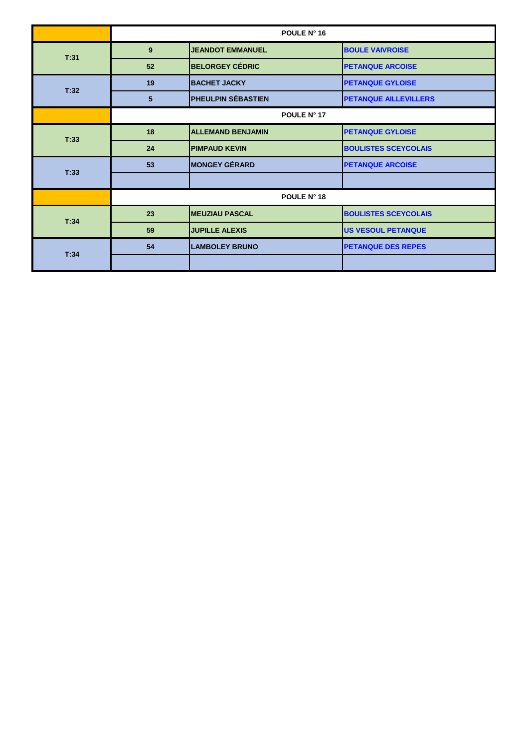| | | | |
|---|---|---|---|
| | POULE N° 16 | | |
| T:31 | 9 | JEANDOT EMMANUEL | BOULE VAIVROISE |
| | 52 | BELORGEY CÉDRIC | PETANQUE ARCOISE |
| T:32 | 19 | BACHET JACKY | PETANQUE GYLOISE |
| | 5 | PHEULPIN SÉBASTIEN | PETANQUE AILLEVILLERS |
| | POULE N° 17 | | |
| T:33 | 18 | ALLEMAND BENJAMIN | PETANQUE GYLOISE |
| | 24 | PIMPAUD KEVIN | BOULISTES SCEYCOLAIS |
| T:33 | 53 | MONGEY GÉRARD | PETANQUE ARCOISE |
| | | | |
| | POULE N° 18 | | |
| T:34 | 23 | MEUZIAU PASCAL | BOULISTES SCEYCOLAIS |
| | 59 | JUPILLE ALEXIS | US VESOUL PETANQUE |
| T:34 | 54 | LAMBOLEY BRUNO | PETANQUE DES REPES |
| | | | |